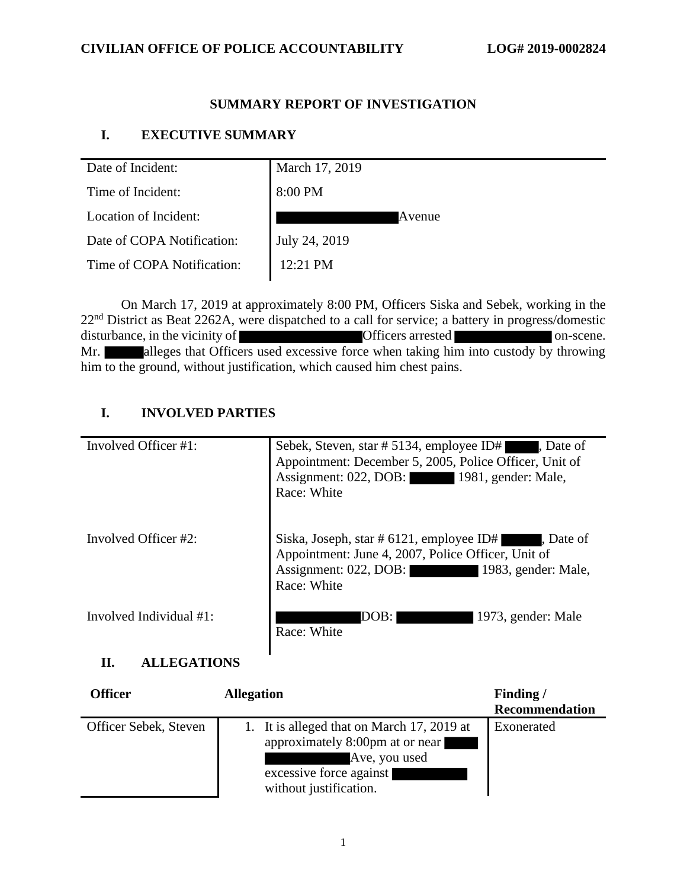**CIVILIAN OFFICE OF POLICE ACCOUNTABILITY** **LOG# 2019-0002824**

## SUMMARY REPORT OF INVESTIGATION

## I. EXECUTIVE SUMMARY

| | |
|---|---|
| Date of Incident: | March 17, 2019 |
| Time of Incident: | 8:00 PM |
| Location of Incident: | Avenue |
| Date of COPA Notification: | July 24, 2019 |
| Time of COPA Notification: | 12:21 PM |

On March 17, 2019 at approximately 8:00 PM, Officers Siska and Sebek, working in the 22nd District as Beat 2262A, were dispatched to a call for service; a battery in progress/domestic disturbance, in the vicinity of Officers arrested on-scene. Mr. alleges that Officers used excessive force when taking him into custody by throwing him to the ground, without justification, which caused him chest pains.

## I. INVOLVED PARTIES

| | |
|---|---|
| Involved Officer #1: | Sebek, Steven, star # 5134, employee ID# , Date of Appointment: December 5, 2005, Police Officer, Unit of Assignment: 022, DOB: 1981, gender: Male, Race: White |
| Involved Officer #2: | Siska, Joseph, star # 6121, employee ID# , Date of Appointment: June 4, 2007, Police Officer, Unit of Assignment: 022, DOB: 1983, gender: Male, Race: White |
| Involved Individual #1: | DOB: 1973, gender: Male Race: White |

## II. ALLEGATIONS

| Officer | Allegation | Finding / Recommendation |
|---|---|---|
| Officer Sebek, Steven | 1. It is alleged that on March 17, 2019 at approximately 8:00pm at or near Ave, you used excessive force against without justification. | Exonerated |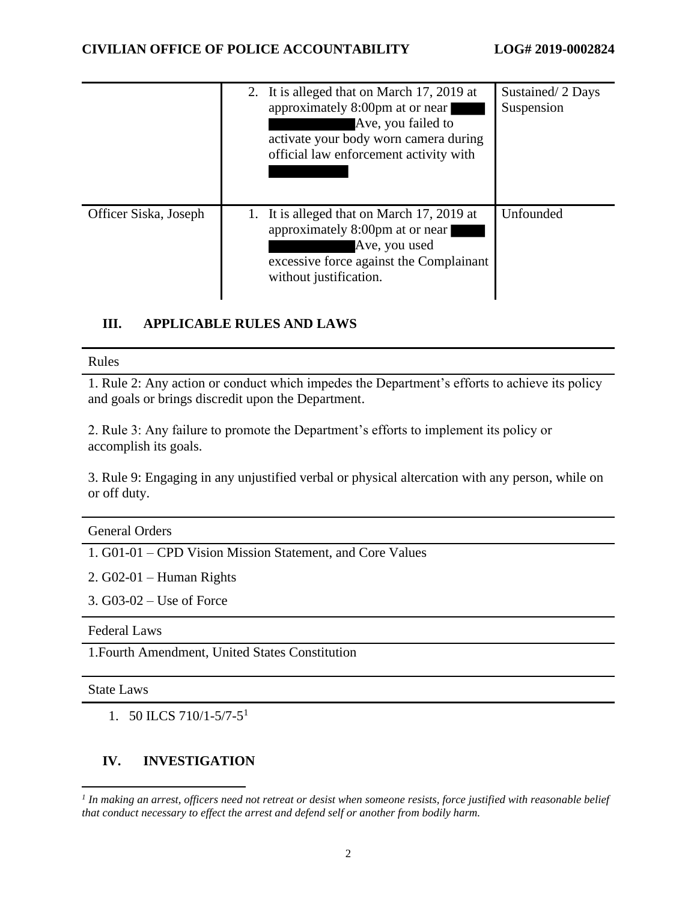| | | |
|---|---|---|
| | 2. It is alleged that on March 17, 2019 at approximately 8:00pm at or near [REDACTED] Ave, you failed to activate your body worn camera during official law enforcement activity with [REDACTED] | Sustained/ 2 Days Suspension |
| Officer Siska, Joseph | 1. It is alleged that on March 17, 2019 at approximately 8:00pm at or near [REDACTED] Ave, you used excessive force against the Complainant without justification. | Unfounded |

## III. APPLICABLE RULES AND LAWS

| Rules |
|---|
| 1. Rule 2: Any action or conduct which impedes the Department's efforts to achieve its policy and goals or brings discredit upon the Department.<br><br>2. Rule 3: Any failure to promote the Department's efforts to implement its policy or accomplish its goals.<br><br>3. Rule 9: Engaging in any unjustified verbal or physical altercation with any person, while on or off duty. |

| General Orders |
|---|
| 1. G01-01 – CPD Vision Mission Statement, and Core Values |
| 2. G02-01 – Human Rights |
| 3. G03-02 – Use of Force |

| Federal Laws |
|---|
| 1.Fourth Amendment, United States Constitution |

| State Laws |
|---|
| 1. 50 ILCS 710/1-5/7-5[1] |

## IV. INVESTIGATION

*[1] In making an arrest, officers need not retreat or desist when someone resists, force justified with reasonable belief that conduct necessary to effect the arrest and defend self or another from bodily harm.*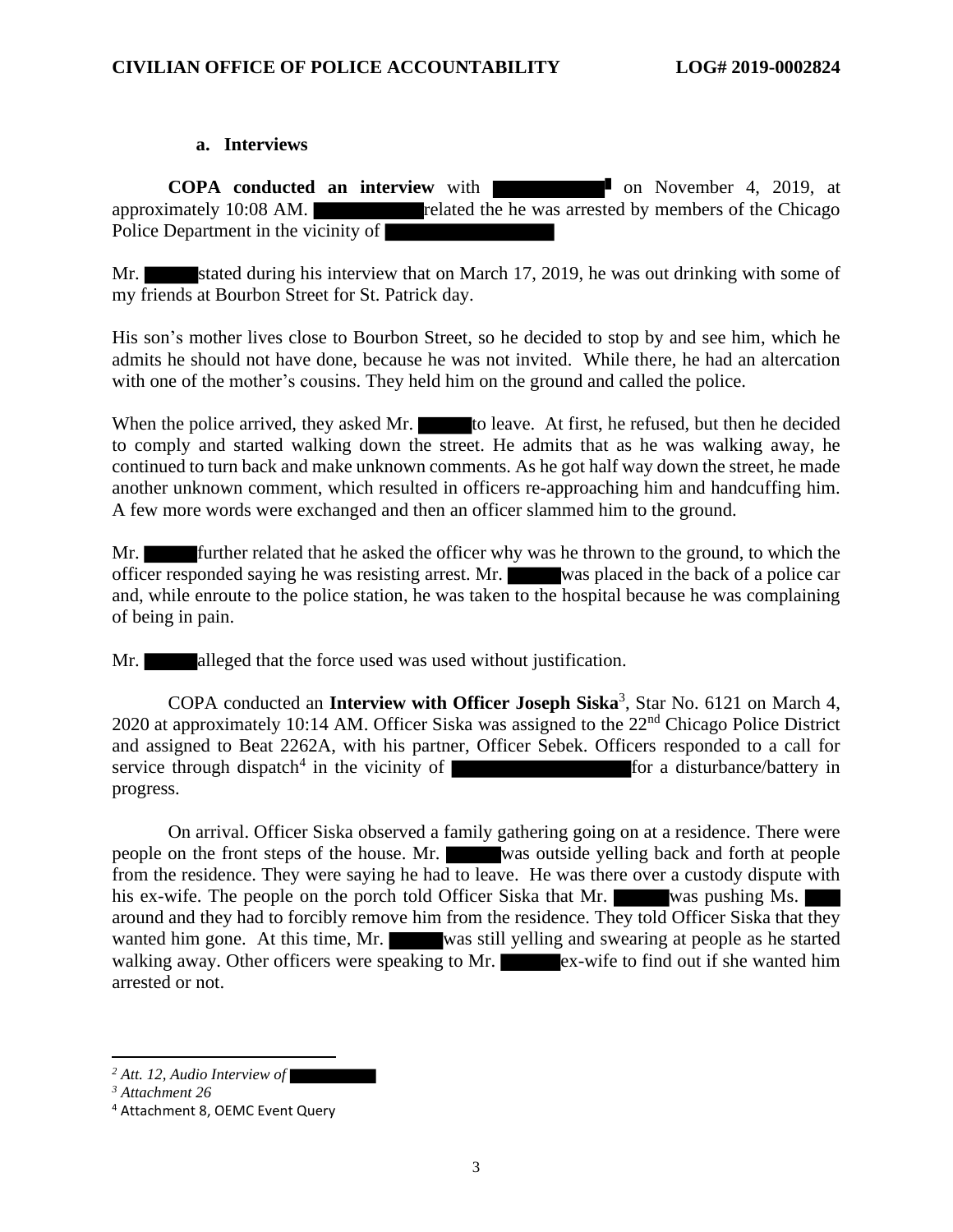### a. Interviews

**COPA conducted an interview** with ██████████[2] on November 4, 2019, at approximately 10:08 AM. ██████████ related the he was arrested by members of the Chicago Police Department in the vicinity of ██████████.

Mr. █████ stated during his interview that on March 17, 2019, he was out drinking with some of my friends at Bourbon Street for St. Patrick day.

His son's mother lives close to Bourbon Street, so he decided to stop by and see him, which he admits he should not have done, because he was not invited. While there, he had an altercation with one of the mother's cousins. They held him on the ground and called the police.

When the police arrived, they asked Mr. █████ to leave. At first, he refused, but then he decided to comply and started walking down the street. He admits that as he was walking away, he continued to turn back and make unknown comments. As he got half way down the street, he made another unknown comment, which resulted in officers re-approaching him and handcuffing him. A few more words were exchanged and then an officer slammed him to the ground.

Mr. █████ further related that he asked the officer why was he thrown to the ground, to which the officer responded saying he was resisting arrest. Mr. █████ was placed in the back of a police car and, while enroute to the police station, he was taken to the hospital because he was complaining of being in pain.

Mr. █████ alleged that the force used was used without justification.

COPA conducted an **Interview with Officer Joseph Siska**[3], Star No. 6121 on March 4, 2020 at approximately 10:14 AM. Officer Siska was assigned to the 22nd Chicago Police District and assigned to Beat 2262A, with his partner, Officer Sebek. Officers responded to a call for service through dispatch[4] in the vicinity of ██████████ for a disturbance/battery in progress.

On arrival. Officer Siska observed a family gathering going on at a residence. There were people on the front steps of the house. Mr. █████ was outside yelling back and forth at people from the residence. They were saying he had to leave. He was there over a custody dispute with his ex-wife. The people on the porch told Officer Siska that Mr. █████ was pushing Ms. ███ around and they had to forcibly remove him from the residence. They told Officer Siska that they wanted him gone. At this time, Mr. █████ was still yelling and swearing at people as he started walking away. Other officers were speaking to Mr. █████ ex-wife to find out if she wanted him arrested or not.

---

[2] *Att. 12, Audio Interview of* ██████████

[3] *Attachment 26*

[4] Attachment 8, OEMC Event Query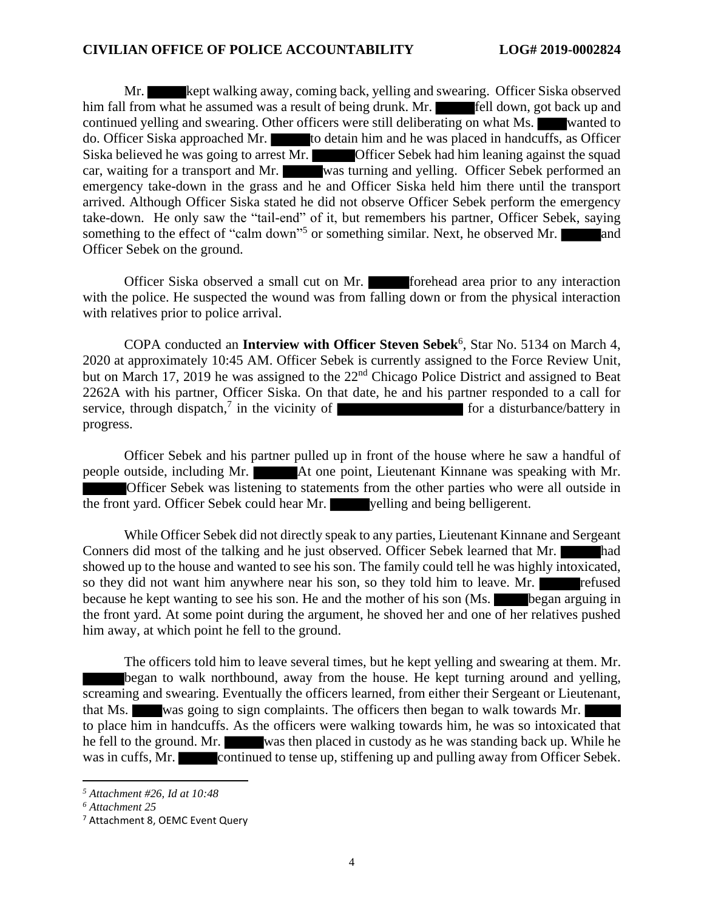Mr. ██████ kept walking away, coming back, yelling and swearing. Officer Siska observed him fall from what he assumed was a result of being drunk. Mr. ██████ fell down, got back up and continued yelling and swearing. Other officers were still deliberating on what Ms. ████ wanted to do. Officer Siska approached Mr. ██████ to detain him and he was placed in handcuffs, as Officer Siska believed he was going to arrest Mr. ██████ Officer Sebek had him leaning against the squad car, waiting for a transport and Mr. ██████ was turning and yelling. Officer Sebek performed an emergency take-down in the grass and he and Officer Siska held him there until the transport arrived. Although Officer Siska stated he did not observe Officer Sebek perform the emergency take-down. He only saw the "tail-end" of it, but remembers his partner, Officer Sebek, saying something to the effect of "calm down"[5] or something similar. Next, he observed Mr. ██████ and Officer Sebek on the ground.

Officer Siska observed a small cut on Mr. ██████ forehead area prior to any interaction with the police. He suspected the wound was from falling down or from the physical interaction with relatives prior to police arrival.

COPA conducted an **Interview with Officer Steven Sebek**[6], Star No. 5134 on March 4, 2020 at approximately 10:45 AM. Officer Sebek is currently assigned to the Force Review Unit, but on March 17, 2019 he was assigned to the 22nd Chicago Police District and assigned to Beat 2262A with his partner, Officer Siska. On that date, he and his partner responded to a call for service, through dispatch,[7] in the vicinity of ████████████████ for a disturbance/battery in progress.

Officer Sebek and his partner pulled up in front of the house where he saw a handful of people outside, including Mr. ██████ At one point, Lieutenant Kinnane was speaking with Mr. ██████ Officer Sebek was listening to statements from the other parties who were all outside in the front yard. Officer Sebek could hear Mr. ██████ yelling and being belligerent.

While Officer Sebek did not directly speak to any parties, Lieutenant Kinnane and Sergeant Conners did most of the talking and he just observed. Officer Sebek learned that Mr. ██████ had showed up to the house and wanted to see his son. The family could tell he was highly intoxicated, so they did not want him anywhere near his son, so they told him to leave. Mr. ██████ refused because he kept wanting to see his son. He and the mother of his son (Ms. ████ began arguing in the front yard. At some point during the argument, he shoved her and one of her relatives pushed him away, at which point he fell to the ground.

The officers told him to leave several times, but he kept yelling and swearing at them. Mr. ██████ began to walk northbound, away from the house. He kept turning around and yelling, screaming and swearing. Eventually the officers learned, from either their Sergeant or Lieutenant, that Ms. ████ was going to sign complaints. The officers then began to walk towards Mr. ██████ to place him in handcuffs. As the officers were walking towards him, he was so intoxicated that he fell to the ground. Mr. ██████ was then placed in custody as he was standing back up. While he was in cuffs, Mr. ██████ continued to tense up, stiffening up and pulling away from Officer Sebek.

---

[5] *Attachment #26, Id at 10:48*

[6] *Attachment 25*

[7] Attachment 8, OEMC Event Query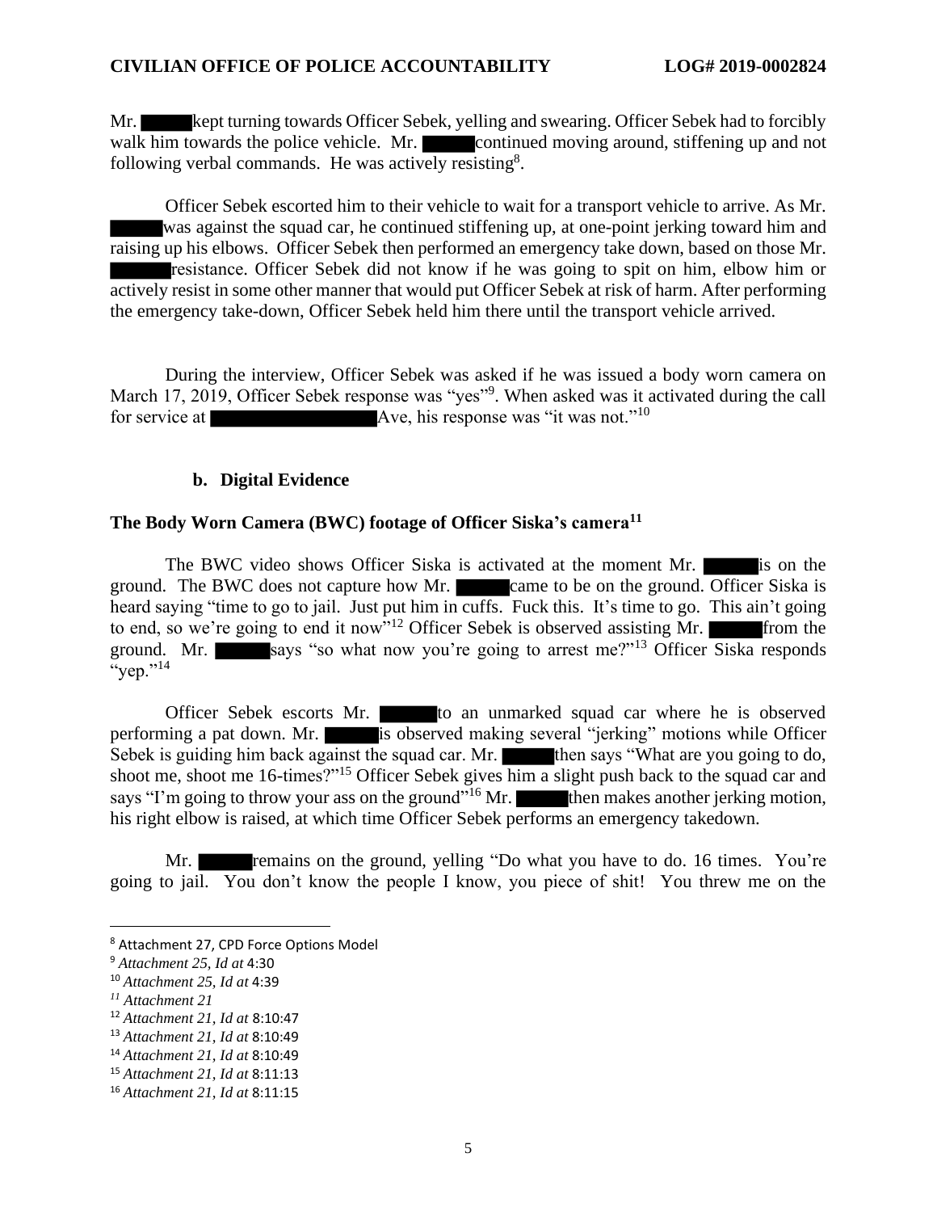Mr. ██████ kept turning towards Officer Sebek, yelling and swearing. Officer Sebek had to forcibly walk him towards the police vehicle. Mr. ██████ continued moving around, stiffening up and not following verbal commands. He was actively resisting[8].

Officer Sebek escorted him to their vehicle to wait for a transport vehicle to arrive. As Mr. ██████ was against the squad car, he continued stiffening up, at one-point jerking toward him and raising up his elbows. Officer Sebek then performed an emergency take down, based on those Mr. ██████ resistance. Officer Sebek did not know if he was going to spit on him, elbow him or actively resist in some other manner that would put Officer Sebek at risk of harm. After performing the emergency take-down, Officer Sebek held him there until the transport vehicle arrived.

During the interview, Officer Sebek was asked if he was issued a body worn camera on March 17, 2019, Officer Sebek response was "yes"[9]. When asked was it activated during the call for service at ████████████ Ave, his response was "it was not."[10]

### b. Digital Evidence

**The Body Worn Camera (BWC) footage of Officer Siska's camera[11]**

The BWC video shows Officer Siska is activated at the moment Mr. ██████ is on the ground. The BWC does not capture how Mr. ██████ came to be on the ground. Officer Siska is heard saying "time to go to jail. Just put him in cuffs. Fuck this. It's time to go. This ain't going to end, so we're going to end it now"[12] Officer Sebek is observed assisting Mr. ██████ from the ground. Mr. ██████ says "so what now you're going to arrest me?"[13] Officer Siska responds "yep."[14]

Officer Sebek escorts Mr. ██████ to an unmarked squad car where he is observed performing a pat down. Mr. ██████ is observed making several "jerking" motions while Officer Sebek is guiding him back against the squad car. Mr. ██████ then says "What are you going to do, shoot me, shoot me 16-times?"[15] Officer Sebek gives him a slight push back to the squad car and says "I'm going to throw your ass on the ground"[16] Mr. ██████ then makes another jerking motion, his right elbow is raised, at which time Officer Sebek performs an emergency takedown.

Mr. ██████ remains on the ground, yelling "Do what you have to do. 16 times. You're going to jail. You don't know the people I know, you piece of shit! You threw me on the

---

[8] Attachment 27, CPD Force Options Model
[9] *Attachment 25, Id at* 4:30
[10] *Attachment 25, Id at* 4:39
[11] *Attachment 21*
[12] *Attachment 21, Id at* 8:10:47
[13] *Attachment 21, Id at* 8:10:49
[14] *Attachment 21, Id at* 8:10:49
[15] *Attachment 21, Id at* 8:11:13
[16] *Attachment 21, Id at* 8:11:15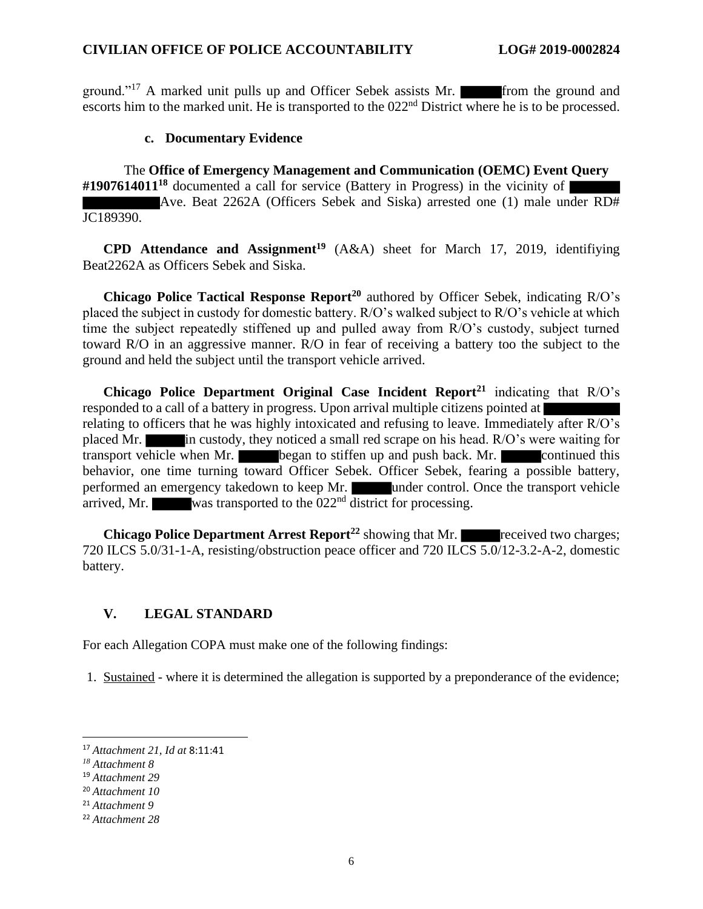ground."[17] A marked unit pulls up and Officer Sebek assists Mr. ██████ from the ground and escorts him to the marked unit. He is transported to the 022nd District where he is to be processed.

### c. Documentary Evidence

The **Office of Emergency Management and Communication (OEMC) Event Query #1907614011**[18] documented a call for service (Battery in Progress) in the vicinity of ██████ ██████████ Ave. Beat 2262A (Officers Sebek and Siska) arrested one (1) male under RD# JC189390.

**CPD Attendance and Assignment**[19] (A&A) sheet for March 17, 2019, identifiying Beat2262A as Officers Sebek and Siska.

**Chicago Police Tactical Response Report**[20] authored by Officer Sebek, indicating R/O's placed the subject in custody for domestic battery. R/O's walked subject to R/O's vehicle at which time the subject repeatedly stiffened up and pulled away from R/O's custody, subject turned toward R/O in an aggressive manner. R/O in fear of receiving a battery too the subject to the ground and held the subject until the transport vehicle arrived.

**Chicago Police Department Original Case Incident Report**[21] indicating that R/O's responded to a call of a battery in progress. Upon arrival multiple citizens pointed at ██████████ relating to officers that he was highly intoxicated and refusing to leave. Immediately after R/O's placed Mr. ██████ in custody, they noticed a small red scrape on his head. R/O's were waiting for transport vehicle when Mr. ██████ began to stiffen up and push back. Mr. ██████ continued this behavior, one time turning toward Officer Sebek. Officer Sebek, fearing a possible battery, performed an emergency takedown to keep Mr. ██████ under control. Once the transport vehicle arrived, Mr. ██████ was transported to the 022nd district for processing.

**Chicago Police Department Arrest Report**[22] showing that Mr. ██████ received two charges; 720 ILCS 5.0/31-1-A, resisting/obstruction peace officer and 720 ILCS 5.0/12-3.2-A-2, domestic battery.

## V. LEGAL STANDARD

For each Allegation COPA must make one of the following findings:

1. Sustained - where it is determined the allegation is supported by a preponderance of the evidence;

---

[17] *Attachment 21, Id at* 8:11:41
[18] *Attachment 8*
[19] *Attachment 29*
[20] *Attachment 10*
[21] *Attachment 9*
[22] *Attachment 28*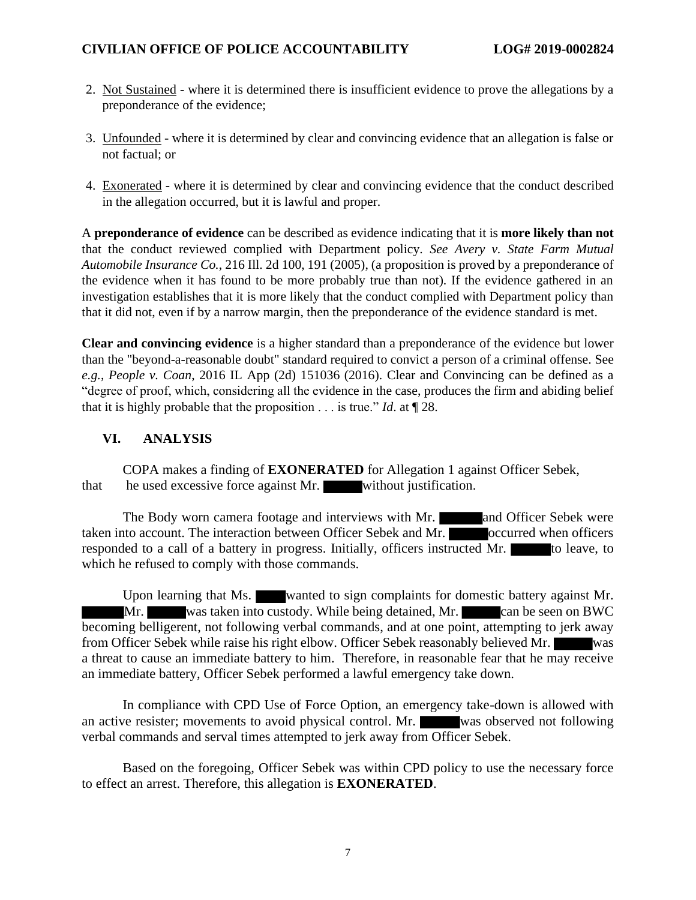2. Not Sustained - where it is determined there is insufficient evidence to prove the allegations by a preponderance of the evidence;

3. Unfounded - where it is determined by clear and convincing evidence that an allegation is false or not factual; or

4. Exonerated - where it is determined by clear and convincing evidence that the conduct described in the allegation occurred, but it is lawful and proper.

A **preponderance of evidence** can be described as evidence indicating that it is **more likely than not** that the conduct reviewed complied with Department policy. *See Avery v. State Farm Mutual Automobile Insurance Co.*, 216 Ill. 2d 100, 191 (2005), (a proposition is proved by a preponderance of the evidence when it has found to be more probably true than not). If the evidence gathered in an investigation establishes that it is more likely that the conduct complied with Department policy than that it did not, even if by a narrow margin, then the preponderance of the evidence standard is met.

**Clear and convincing evidence** is a higher standard than a preponderance of the evidence but lower than the "beyond-a-reasonable doubt" standard required to convict a person of a criminal offense. See *e.g.*, *People v. Coan*, 2016 IL App (2d) 151036 (2016). Clear and Convincing can be defined as a "degree of proof, which, considering all the evidence in the case, produces the firm and abiding belief that it is highly probable that the proposition . . . is true." *Id*. at ¶ 28.

## VI. ANALYSIS

COPA makes a finding of **EXONERATED** for Allegation 1 against Officer Sebek, that he used excessive force against Mr. ████ without justification.

The Body worn camera footage and interviews with Mr. ████ and Officer Sebek were taken into account. The interaction between Officer Sebek and Mr. ████ occurred when officers responded to a call of a battery in progress. Initially, officers instructed Mr. ████ to leave, to which he refused to comply with those commands.

Upon learning that Ms. ████ wanted to sign complaints for domestic battery against Mr. ████ Mr. ████ was taken into custody. While being detained, Mr. ████ can be seen on BWC becoming belligerent, not following verbal commands, and at one point, attempting to jerk away from Officer Sebek while raise his right elbow. Officer Sebek reasonably believed Mr. ████ was a threat to cause an immediate battery to him. Therefore, in reasonable fear that he may receive an immediate battery, Officer Sebek performed a lawful emergency take down.

In compliance with CPD Use of Force Option, an emergency take-down is allowed with an active resister; movements to avoid physical control. Mr. ████ was observed not following verbal commands and serval times attempted to jerk away from Officer Sebek.

Based on the foregoing, Officer Sebek was within CPD policy to use the necessary force to effect an arrest. Therefore, this allegation is **EXONERATED**.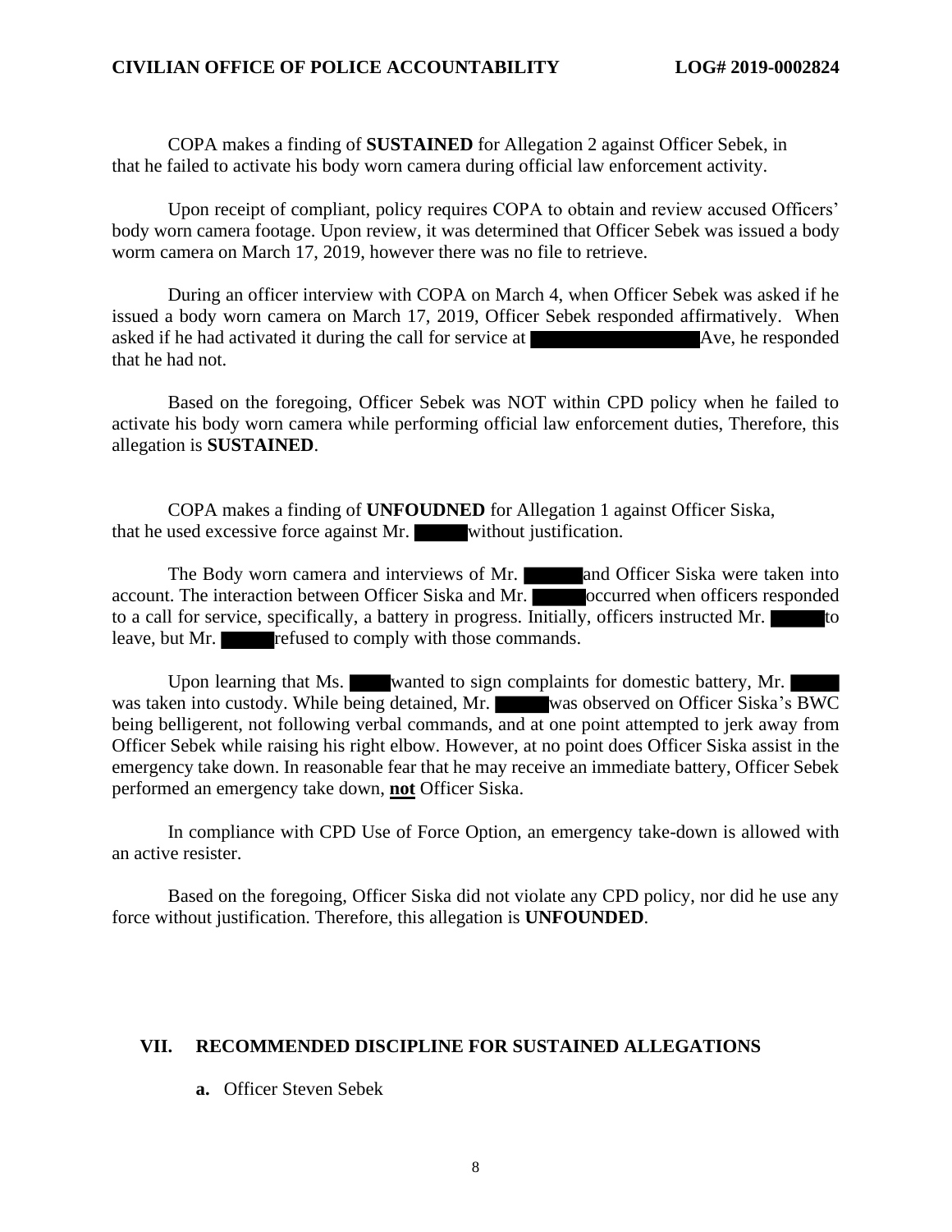COPA makes a finding of **SUSTAINED** for Allegation 2 against Officer Sebek, in that he failed to activate his body worn camera during official law enforcement activity.

Upon receipt of compliant, policy requires COPA to obtain and review accused Officers' body worn camera footage. Upon review, it was determined that Officer Sebek was issued a body worm camera on March 17, 2019, however there was no file to retrieve.

During an officer interview with COPA on March 4, when Officer Sebek was asked if he issued a body worn camera on March 17, 2019, Officer Sebek responded affirmatively. When asked if he had activated it during the call for service at ██████████ Ave, he responded that he had not.

Based on the foregoing, Officer Sebek was NOT within CPD policy when he failed to activate his body worn camera while performing official law enforcement duties, Therefore, this allegation is **SUSTAINED**.

COPA makes a finding of **UNFOUDNED** for Allegation 1 against Officer Siska, that he used excessive force against Mr. ███ without justification.

The Body worn camera and interviews of Mr. ███ and Officer Siska were taken into account. The interaction between Officer Siska and Mr. ███ occurred when officers responded to a call for service, specifically, a battery in progress. Initially, officers instructed Mr. ███ to leave, but Mr. ███ refused to comply with those commands.

Upon learning that Ms. ███ wanted to sign complaints for domestic battery, Mr. ███ was taken into custody. While being detained, Mr. ███ was observed on Officer Siska's BWC being belligerent, not following verbal commands, and at one point attempted to jerk away from Officer Sebek while raising his right elbow. However, at no point does Officer Siska assist in the emergency take down. In reasonable fear that he may receive an immediate battery, Officer Sebek performed an emergency take down, **not** Officer Siska.

In compliance with CPD Use of Force Option, an emergency take-down is allowed with an active resister.

Based on the foregoing, Officer Siska did not violate any CPD policy, nor did he use any force without justification. Therefore, this allegation is **UNFOUNDED**.

## VII. RECOMMENDED DISCIPLINE FOR SUSTAINED ALLEGATIONS

**a.** Officer Steven Sebek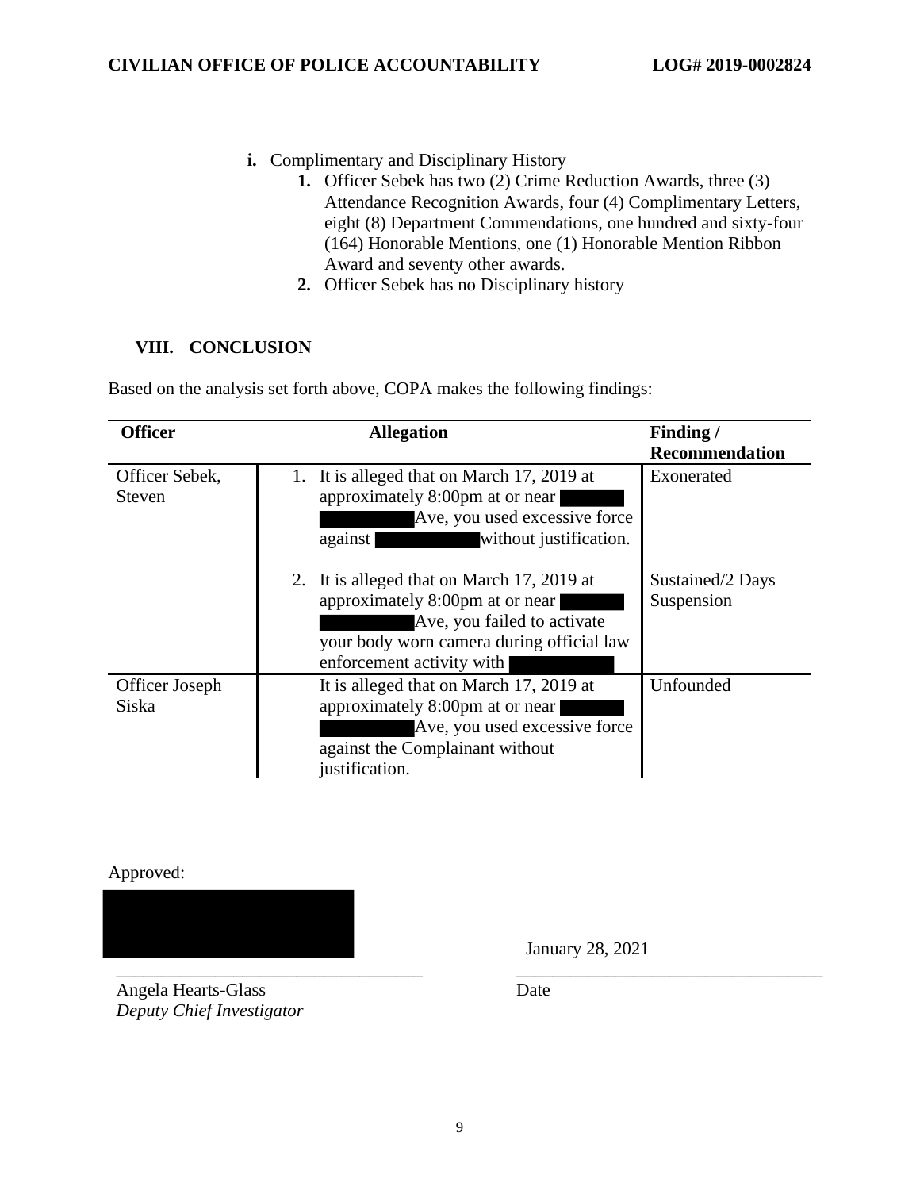**i.** Complimentary and Disciplinary History

1. Officer Sebek has two (2) Crime Reduction Awards, three (3) Attendance Recognition Awards, four (4) Complimentary Letters, eight (8) Department Commendations, one hundred and sixty-four (164) Honorable Mentions, one (1) Honorable Mention Ribbon Award and seventy other awards.
2. Officer Sebek has no Disciplinary history

## VIII. CONCLUSION

Based on the analysis set forth above, COPA makes the following findings:

| Officer | Allegation | Finding / Recommendation |
|---|---|---|
| Officer Sebek, Steven | 1. It is alleged that on March 17, 2019 at approximately 8:00pm at or near ████ ████ Ave, you used excessive force against ████ without justification. | Exonerated |
| | 2. It is alleged that on March 17, 2019 at approximately 8:00pm at or near ████ ████ Ave, you failed to activate your body worn camera during official law enforcement activity with ████ | Sustained/2 Days Suspension |
| Officer Joseph Siska | It is alleged that on March 17, 2019 at approximately 8:00pm at or near ████ ████ Ave, you used excessive force against the Complainant without justification. | Unfounded |

Approved:

████

\_\_\_\_\_\_\_\_\_\_\_\_\_\_\_\_\_\_\_\_\_\_\_\_\_\_\_\_\_\_\_\_\_\_\_\_

Angela Hearts-Glass
*Deputy Chief Investigator*

January 28, 2021

\_\_\_\_\_\_\_\_\_\_\_\_\_\_\_\_\_\_\_\_\_\_\_\_\_\_\_\_\_\_\_\_\_\_\_\_

Date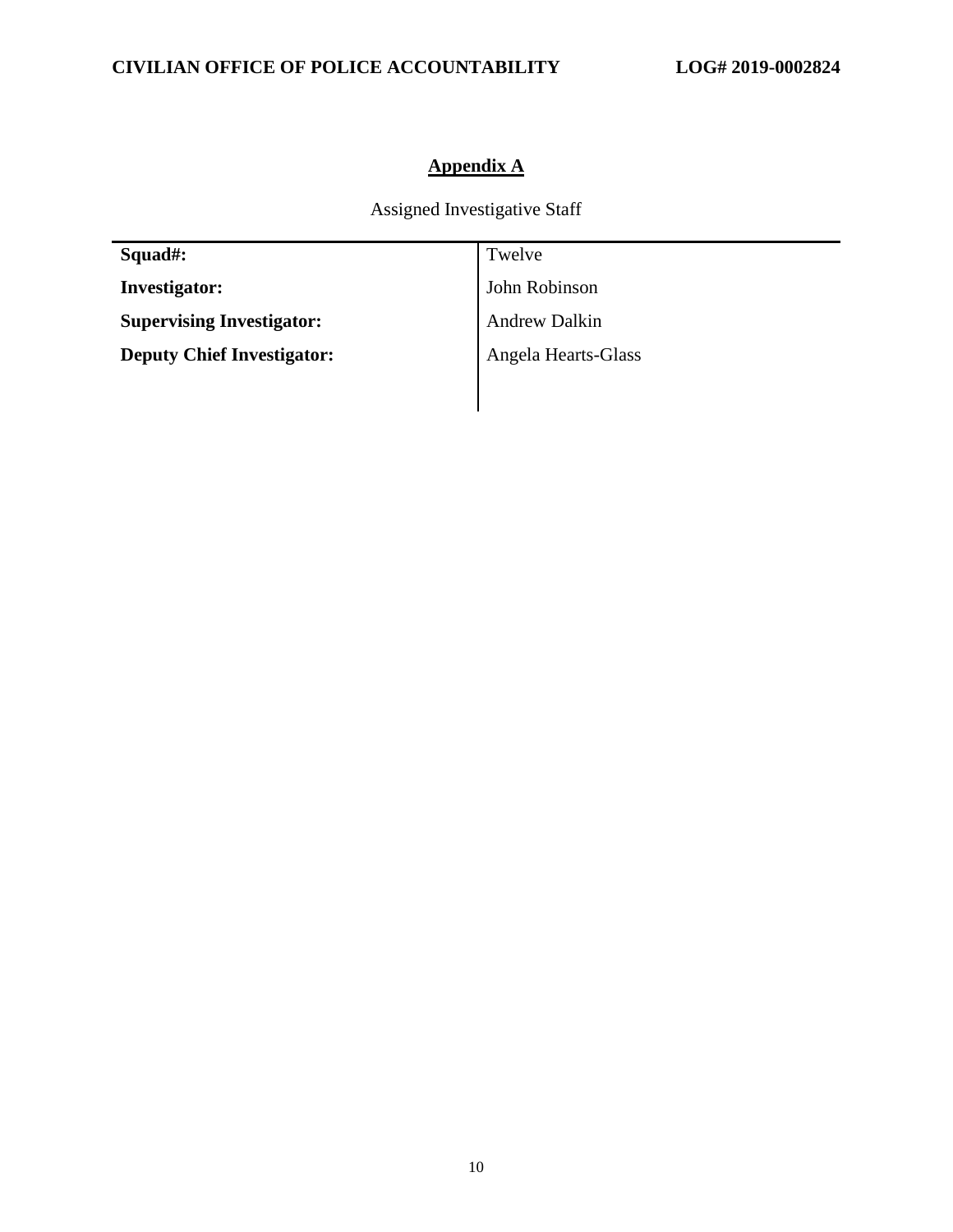## Appendix A

Assigned Investigative Staff

| | |
|---|---|
| **Squad#:** | Twelve |
| **Investigator:** | John Robinson |
| **Supervising Investigator:** | Andrew Dalkin |
| **Deputy Chief Investigator:** | Angela Hearts-Glass |